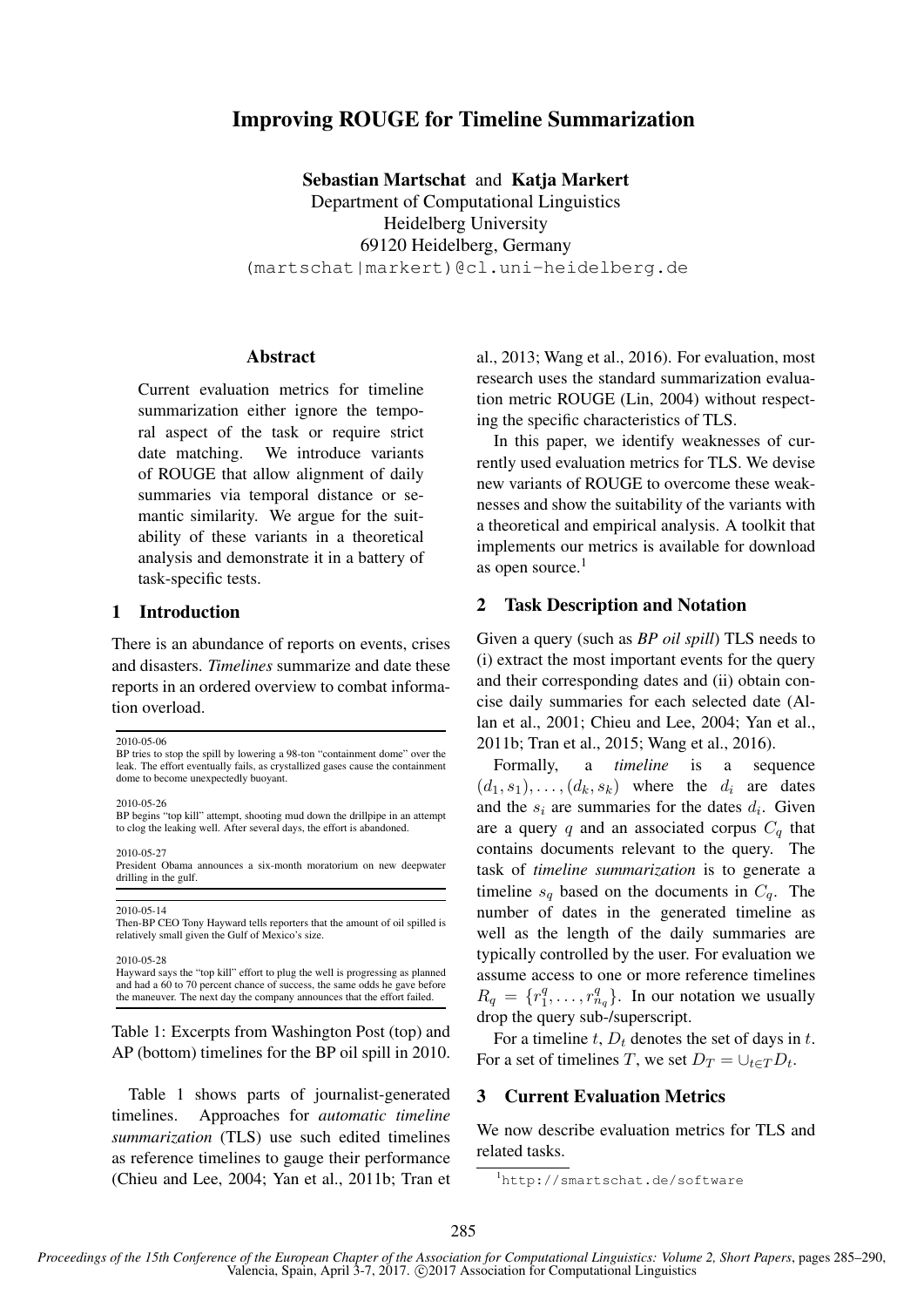# Improving ROUGE for Timeline Summarization

**Sebastian Martschat** and **Katja Markert**
Department of Computational Linguistics
Heidelberg University
69120 Heidelberg, Germany
(martschat|markert)@cl.uni-heidelberg.de

## Abstract

Current evaluation metrics for timeline summarization either ignore the temporal aspect of the task or require strict date matching. We introduce variants of ROUGE that allow alignment of daily summaries via temporal distance or semantic similarity. We argue for the suitability of these variants in a theoretical analysis and demonstrate it in a battery of task-specific tests.

## 1 Introduction

There is an abundance of reports on events, crises and disasters. *Timelines* summarize and date these reports in an ordered overview to combat information overload.

2010-05-06
BP tries to stop the spill by lowering a 98-ton "containment dome" over the leak. The effort eventually fails, as crystallized gases cause the containment dome to become unexpectedly buoyant.

2010-05-26
BP begins "top kill" attempt, shooting mud down the drillpipe in an attempt to clog the leaking well. After several days, the effort is abandoned.

2010-05-27
President Obama announces a six-month moratorium on new deepwater drilling in the gulf.

---

2010-05-14
Then-BP CEO Tony Hayward tells reporters that the amount of oil spilled is relatively small given the Gulf of Mexico's size.

2010-05-28
Hayward says the "top kill" effort to plug the well is progressing as planned and had a 60 to 70 percent chance of success, the same odds he gave before the maneuver. The next day the company announces that the effort failed.

Table 1: Excerpts from Washington Post (top) and AP (bottom) timelines for the BP oil spill in 2010.

Table 1 shows parts of journalist-generated timelines. Approaches for *automatic timeline summarization* (TLS) use such edited timelines as reference timelines to gauge their performance (Chieu and Lee, 2004; Yan et al., 2011b; Tran et al., 2013; Wang et al., 2016). For evaluation, most research uses the standard summarization evaluation metric ROUGE (Lin, 2004) without respecting the specific characteristics of TLS.

In this paper, we identify weaknesses of currently used evaluation metrics for TLS. We devise new variants of ROUGE to overcome these weaknesses and show the suitability of the variants with a theoretical and empirical analysis. A toolkit that implements our metrics is available for download as open source.[1]

## 2 Task Description and Notation

Given a query (such as *BP oil spill*) TLS needs to (i) extract the most important events for the query and their corresponding dates and (ii) obtain concise daily summaries for each selected date (Allan et al., 2001; Chieu and Lee, 2004; Yan et al., 2011b; Tran et al., 2015; Wang et al., 2016).

Formally, a *timeline* is a sequence $(d_1, s_1), \ldots, (d_k, s_k)$ where the $d_i$ are dates and the $s_i$ are summaries for the dates $d_i$. Given are a query $q$ and an associated corpus $C_q$ that contains documents relevant to the query. The task of *timeline summarization* is to generate a timeline $s_q$ based on the documents in $C_q$. The number of dates in the generated timeline as well as the length of the daily summaries are typically controlled by the user. For evaluation we assume access to one or more reference timelines $R_q = \{r_1^q, \ldots, r_{n_q}^q\}$. In our notation we usually drop the query sub-/superscript.

For a timeline $t$, $D_t$ denotes the set of days in $t$. For a set of timelines $T$, we set $D_T = \cup_{t \in T} D_t$.

## 3 Current Evaluation Metrics

We now describe evaluation metrics for TLS and related tasks.

[1] http://smartschat.de/software

Proceedings of the 15th Conference of the European Chapter of the Association for Computational Linguistics: Volume 2, Short Papers, pages 285–290, Valencia, Spain, April 3-7, 2017. ©2017 Association for Computational Linguistics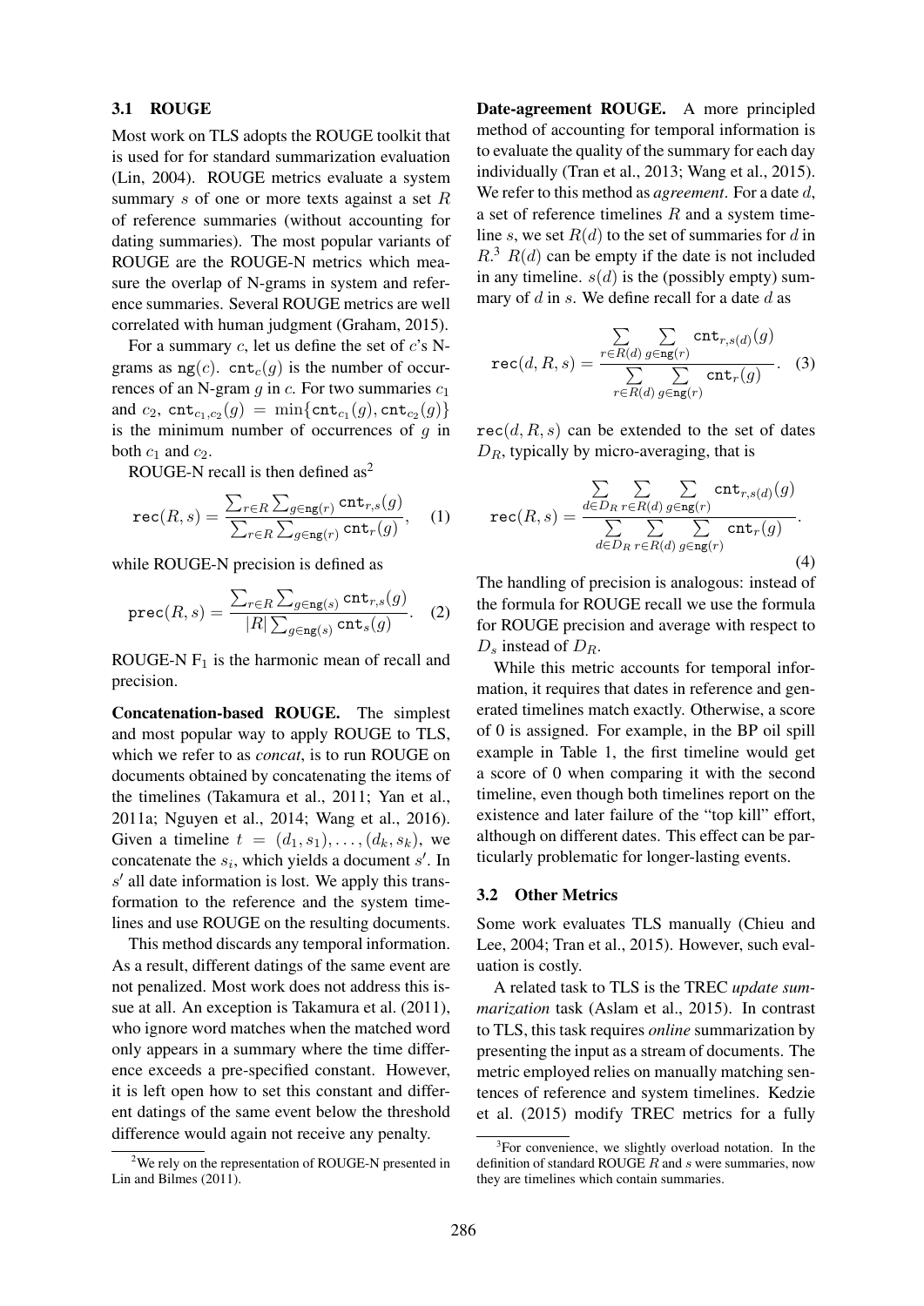### 3.1 ROUGE

Most work on TLS adopts the ROUGE toolkit that is used for for standard summarization evaluation (Lin, 2004). ROUGE metrics evaluate a system summary $s$ of one or more texts against a set $R$ of reference summaries (without accounting for dating summaries). The most popular variants of ROUGE are the ROUGE-N metrics which measure the overlap of N-grams in system and reference summaries. Several ROUGE metrics are well correlated with human judgment (Graham, 2015).

For a summary $c$, let us define the set of $c$'s N-grams as $\mathtt{ng}(c)$. $\mathtt{cnt}_c(g)$ is the number of occurrences of an N-gram $g$ in $c$. For two summaries $c_1$ and $c_2$, $\mathtt{cnt}_{c_1,c_2}(g) = \min\{\mathtt{cnt}_{c_1}(g), \mathtt{cnt}_{c_2}(g)\}$ is the minimum number of occurrences of $g$ in both $c_1$ and $c_2$.

ROUGE-N recall is then defined as[2]

$$\mathtt{rec}(R, s) = \frac{\sum_{r \in R} \sum_{g \in \mathtt{ng}(r)} \mathtt{cnt}_{r,s}(g)}{\sum_{r \in R} \sum_{g \in \mathtt{ng}(r)} \mathtt{cnt}_r(g)}, \quad (1)$$

while ROUGE-N precision is defined as

$$\mathtt{prec}(R, s) = \frac{\sum_{r \in R} \sum_{g \in \mathtt{ng}(s)} \mathtt{cnt}_{r,s}(g)}{|R| \sum_{g \in \mathtt{ng}(s)} \mathtt{cnt}_s(g)}. \quad (2)$$

ROUGE-N $F_1$ is the harmonic mean of recall and precision.

**Concatenation-based ROUGE.** The simplest and most popular way to apply ROUGE to TLS, which we refer to as *concat*, is to run ROUGE on documents obtained by concatenating the items of the timelines (Takamura et al., 2011; Yan et al., 2011a; Nguyen et al., 2014; Wang et al., 2016). Given a timeline $t = (d_1, s_1), \ldots, (d_k, s_k)$, we concatenate the $s_i$, which yields a document $s'$. In $s'$ all date information is lost. We apply this transformation to the reference and the system timelines and use ROUGE on the resulting documents.

This method discards any temporal information. As a result, different datings of the same event are not penalized. Most work does not address this issue at all. An exception is Takamura et al. (2011), who ignore word matches when the matched word only appears in a summary where the time difference exceeds a pre-specified constant. However, it is left open how to set this constant and different datings of the same event below the threshold difference would again not receive any penalty.

**Date-agreement ROUGE.** A more principled method of accounting for temporal information is to evaluate the quality of the summary for each day individually (Tran et al., 2013; Wang et al., 2015). We refer to this method as *agreement*. For a date $d$, a set of reference timelines $R$ and a system timeline $s$, we set $R(d)$ to the set of summaries for $d$ in $R$.[3] $R(d)$ can be empty if the date is not included in any timeline. $s(d)$ is the (possibly empty) summary of $d$ in $s$. We define recall for a date $d$ as

$$\mathtt{rec}(d, R, s) = \frac{\sum\limits_{r \in R(d)} \sum\limits_{g \in \mathtt{ng}(r)} \mathtt{cnt}_{r,s(d)}(g)}{\sum\limits_{r \in R(d)} \sum\limits_{g \in \mathtt{ng}(r)} \mathtt{cnt}_r(g)}. \quad (3)$$

$\mathtt{rec}(d, R, s)$ can be extended to the set of dates $D_R$, typically by micro-averaging, that is

$$\mathtt{rec}(R, s) = \frac{\sum\limits_{d \in D_R} \sum\limits_{r \in R(d)} \sum\limits_{g \in \mathtt{ng}(r)} \mathtt{cnt}_{r,s(d)}(g)}{\sum\limits_{d \in D_R} \sum\limits_{r \in R(d)} \sum\limits_{g \in \mathtt{ng}(r)} \mathtt{cnt}_r(g)}. \quad (4)$$

The handling of precision is analogous: instead of the formula for ROUGE recall we use the formula for ROUGE precision and average with respect to $D_s$ instead of $D_R$.

While this metric accounts for temporal information, it requires that dates in reference and generated timelines match exactly. Otherwise, a score of 0 is assigned. For example, in the BP oil spill example in Table 1, the first timeline would get a score of 0 when comparing it with the second timeline, even though both timelines report on the existence and later failure of the "top kill" effort, although on different dates. This effect can be particularly problematic for longer-lasting events.

### 3.2 Other Metrics

Some work evaluates TLS manually (Chieu and Lee, 2004; Tran et al., 2015). However, such evaluation is costly.

A related task to TLS is the TREC *update summarization* task (Aslam et al., 2015). In contrast to TLS, this task requires *online* summarization by presenting the input as a stream of documents. The metric employed relies on manually matching sentences of reference and system timelines. Kedzie et al. (2015) modify TREC metrics for a fully

[2] We rely on the representation of ROUGE-N presented in Lin and Bilmes (2011).

[3] For convenience, we slightly overload notation. In the definition of standard ROUGE $R$ and $s$ were summaries, now they are timelines which contain summaries.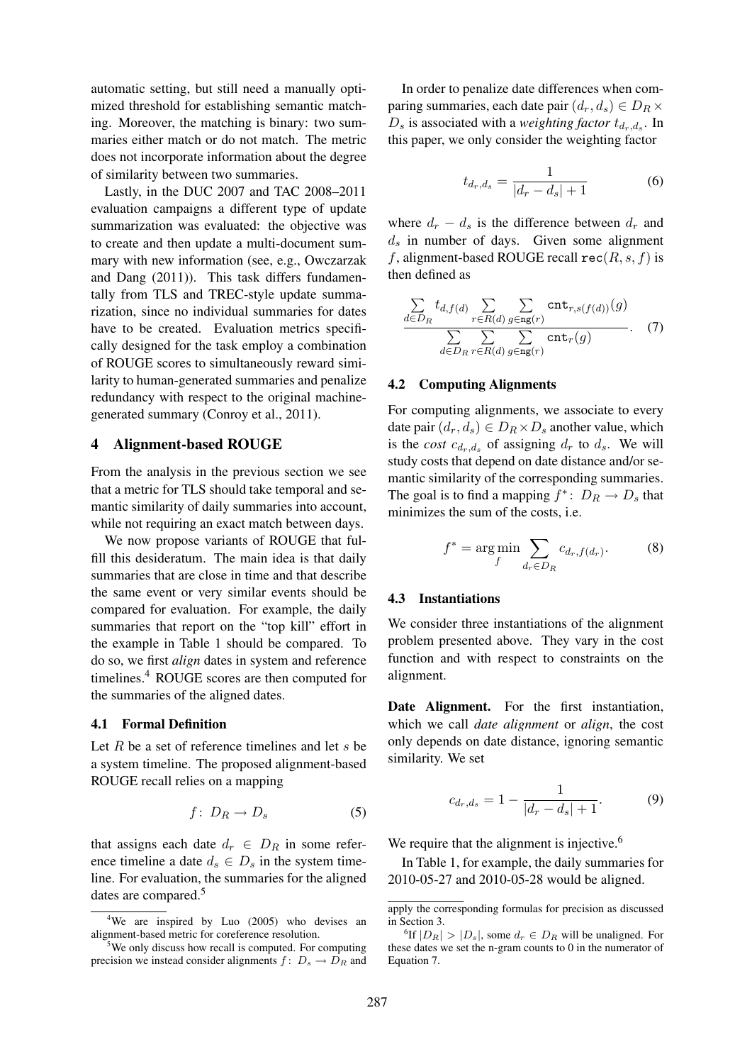automatic setting, but still need a manually optimized threshold for establishing semantic matching. Moreover, the matching is binary: two summaries either match or do not match. The metric does not incorporate information about the degree of similarity between two summaries.

Lastly, in the DUC 2007 and TAC 2008–2011 evaluation campaigns a different type of update summarization was evaluated: the objective was to create and then update a multi-document summary with new information (see, e.g., Owczarzak and Dang (2011)). This task differs fundamentally from TLS and TREC-style update summarization, since no individual summaries for dates have to be created. Evaluation metrics specifically designed for the task employ a combination of ROUGE scores to simultaneously reward similarity to human-generated summaries and penalize redundancy with respect to the original machine-generated summary (Conroy et al., 2011).

## 4 Alignment-based ROUGE

From the analysis in the previous section we see that a metric for TLS should take temporal and semantic similarity of daily summaries into account, while not requiring an exact match between days.

We now propose variants of ROUGE that fulfill this desideratum. The main idea is that daily summaries that are close in time and that describe the same event or very similar events should be compared for evaluation. For example, the daily summaries that report on the "top kill" effort in the example in Table 1 should be compared. To do so, we first *align* dates in system and reference timelines.[4] ROUGE scores are then computed for the summaries of the aligned dates.

### 4.1 Formal Definition

Let $R$ be a set of reference timelines and let $s$ be a system timeline. The proposed alignment-based ROUGE recall relies on a mapping

$$f\colon D_R \to D_s \tag{5}$$

that assigns each date $d_r \in D_R$ in some reference timeline a date $d_s \in D_s$ in the system timeline. For evaluation, the summaries for the aligned dates are compared.[5]

In order to penalize date differences when comparing summaries, each date pair $(d_r, d_s) \in D_R \times D_s$ is associated with a *weighting factor* $t_{d_r,d_s}$. In this paper, we only consider the weighting factor

$$t_{d_r,d_s} = \frac{1}{|d_r - d_s| + 1} \tag{6}$$

where $d_r - d_s$ is the difference between $d_r$ and $d_s$ in number of days. Given some alignment $f$, alignment-based ROUGE recall $\texttt{rec}(R, s, f)$ is then defined as

$$\frac{\sum\limits_{d \in D_R} t_{d,f(d)} \sum\limits_{r \in R(d)} \sum\limits_{g \in \texttt{ng}(r)} \texttt{cnt}_{r,s(f(d))}(g)}{\sum\limits_{d \in D_R} \sum\limits_{r \in R(d)} \sum\limits_{g \in \texttt{ng}(r)} \texttt{cnt}_r(g)}. \tag{7}$$

### 4.2 Computing Alignments

For computing alignments, we associate to every date pair $(d_r, d_s) \in D_R \times D_s$ another value, which is the *cost* $c_{d_r,d_s}$ of assigning $d_r$ to $d_s$. We will study costs that depend on date distance and/or semantic similarity of the corresponding summaries. The goal is to find a mapping $f^*\colon D_R \to D_s$ that minimizes the sum of the costs, i.e.

$$f^* = \arg\min_f \sum_{d_r \in D_R} c_{d_r, f(d_r)}. \tag{8}$$

### 4.3 Instantiations

We consider three instantiations of the alignment problem presented above. They vary in the cost function and with respect to constraints on the alignment.

**Date Alignment.** For the first instantiation, which we call *date alignment* or *align*, the cost only depends on date distance, ignoring semantic similarity. We set

$$c_{d_r,d_s} = 1 - \frac{1}{|d_r - d_s| + 1}. \tag{9}$$

We require that the alignment is injective.[6]

In Table 1, for example, the daily summaries for 2010-05-27 and 2010-05-28 would be aligned.

---

[4] We are inspired by Luo (2005) who devises an alignment-based metric for coreference resolution.

[5] We only discuss how recall is computed. For computing precision we instead consider alignments $f\colon D_s \to D_R$ and apply the corresponding formulas for precision as discussed in Section 3.

[6] If $|D_R| > |D_s|$, some $d_r \in D_R$ will be unaligned. For these dates we set the n-gram counts to 0 in the numerator of Equation 7.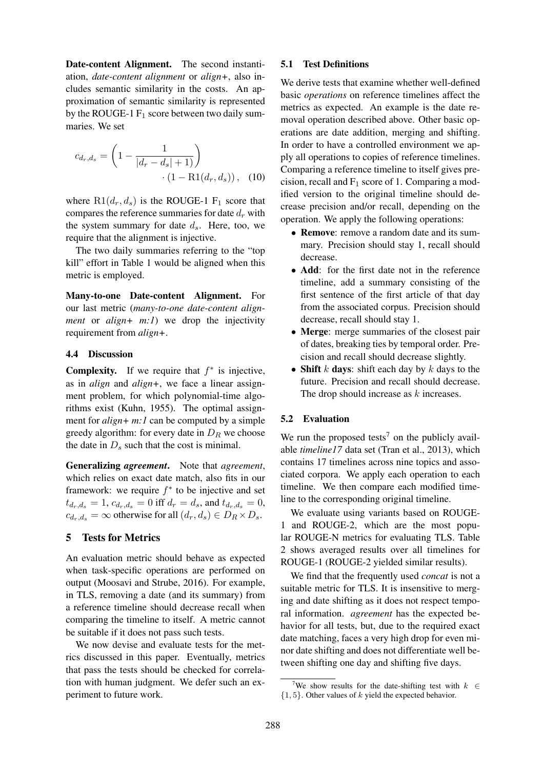**Date-content Alignment.** The second instantiation, *date-content alignment* or *align+*, also includes semantic similarity in the costs. An approximation of semantic similarity is represented by the ROUGE-1 $F_1$ score between two daily summaries. We set

$$c_{d_r,d_s} = \left(1 - \frac{1}{|d_r - d_s| + 1}\right) \cdot (1 - \mathrm{R1}(d_r, d_s)), \quad (10)$$

where $\mathrm{R1}(d_r, d_s)$ is the ROUGE-1 $F_1$ score that compares the reference summaries for date $d_r$ with the system summary for date $d_s$. Here, too, we require that the alignment is injective.

The two daily summaries referring to the "top kill" effort in Table 1 would be aligned when this metric is employed.

**Many-to-one Date-content Alignment.** For our last metric (*many-to-one date-content alignment* or *align+ m:1*) we drop the injectivity requirement from *align+*.

### 4.4 Discussion

**Complexity.** If we require that $f^*$ is injective, as in *align* and *align+*, we face a linear assignment problem, for which polynomial-time algorithms exist (Kuhn, 1955). The optimal assignment for *align+ m:1* can be computed by a simple greedy algorithm: for every date in $D_R$ we choose the date in $D_s$ such that the cost is minimal.

**Generalizing *agreement*.** Note that *agreement*, which relies on exact date match, also fits in our framework: we require $f^*$ to be injective and set $t_{d_r,d_s} = 1$, $c_{d_r,d_s} = 0$ iff $d_r = d_s$, and $t_{d_r,d_s} = 0$, $c_{d_r,d_s} = \infty$ otherwise for all $(d_r, d_s) \in D_R \times D_s$.

## 5 Tests for Metrics

An evaluation metric should behave as expected when task-specific operations are performed on output (Moosavi and Strube, 2016). For example, in TLS, removing a date (and its summary) from a reference timeline should decrease recall when comparing the timeline to itself. A metric cannot be suitable if it does not pass such tests.

We now devise and evaluate tests for the metrics discussed in this paper. Eventually, metrics that pass the tests should be checked for correlation with human judgment. We defer such an experiment to future work.

### 5.1 Test Definitions

We derive tests that examine whether well-defined basic *operations* on reference timelines affect the metrics as expected. An example is the date removal operation described above. Other basic operations are date addition, merging and shifting. In order to have a controlled environment we apply all operations to copies of reference timelines. Comparing a reference timeline to itself gives precision, recall and $F_1$ score of 1. Comparing a modified version to the original timeline should decrease precision and/or recall, depending on the operation. We apply the following operations:

- **Remove**: remove a random date and its summary. Precision should stay 1, recall should decrease.
- **Add**: for the first date not in the reference timeline, add a summary consisting of the first sentence of the first article of that day from the associated corpus. Precision should decrease, recall should stay 1.
- **Merge**: merge summaries of the closest pair of dates, breaking ties by temporal order. Precision and recall should decrease slightly.
- **Shift $k$ days**: shift each day by $k$ days to the future. Precision and recall should decrease. The drop should increase as $k$ increases.

### 5.2 Evaluation

We run the proposed tests[7] on the publicly available *timeline17* data set (Tran et al., 2013), which contains 17 timelines across nine topics and associated corpora. We apply each operation to each timeline. We then compare each modified timeline to the corresponding original timeline.

We evaluate using variants based on ROUGE-1 and ROUGE-2, which are the most popular ROUGE-N metrics for evaluating TLS. Table 2 shows averaged results over all timelines for ROUGE-1 (ROUGE-2 yielded similar results).

We find that the frequently used *concat* is not a suitable metric for TLS. It is insensitive to merging and date shifting as it does not respect temporal information. *agreement* has the expected behavior for all tests, but, due to the required exact date matching, faces a very high drop for even minor date shifting and does not differentiate well between shifting one day and shifting five days.

[7] We show results for the date-shifting test with $k \in \{1, 5\}$. Other values of $k$ yield the expected behavior.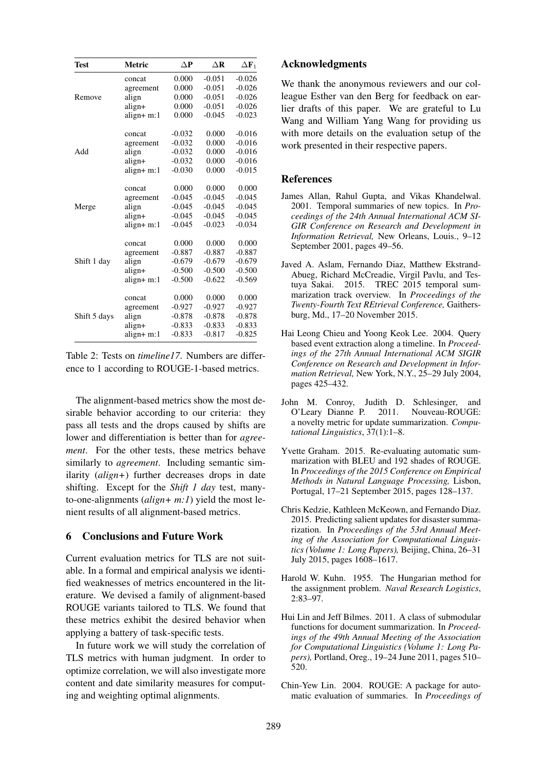| Test | Metric | $\Delta$P | $\Delta$R | $\Delta$F$_1$ |
|---|---|---|---|---|
| Remove | concat | 0.000 | -0.051 | -0.026 |
| | agreement | 0.000 | -0.051 | -0.026 |
| | align | 0.000 | -0.051 | -0.026 |
| | align+ | 0.000 | -0.051 | -0.026 |
| | align+ m:1 | 0.000 | -0.045 | -0.023 |
| Add | concat | -0.032 | 0.000 | -0.016 |
| | agreement | -0.032 | 0.000 | -0.016 |
| | align | -0.032 | 0.000 | -0.016 |
| | align+ | -0.032 | 0.000 | -0.016 |
| | align+ m:1 | -0.030 | 0.000 | -0.015 |
| Merge | concat | 0.000 | 0.000 | 0.000 |
| | agreement | -0.045 | -0.045 | -0.045 |
| | align | -0.045 | -0.045 | -0.045 |
| | align+ | -0.045 | -0.045 | -0.045 |
| | align+ m:1 | -0.045 | -0.023 | -0.034 |
| Shift 1 day | concat | 0.000 | 0.000 | 0.000 |
| | agreement | -0.887 | -0.887 | -0.887 |
| | align | -0.679 | -0.679 | -0.679 |
| | align+ | -0.500 | -0.500 | -0.500 |
| | align+ m:1 | -0.500 | -0.622 | -0.569 |
| Shift 5 days | concat | 0.000 | 0.000 | 0.000 |
| | agreement | -0.927 | -0.927 | -0.927 |
| | align | -0.878 | -0.878 | -0.878 |
| | align+ | -0.833 | -0.833 | -0.833 |
| | align+ m:1 | -0.833 | -0.817 | -0.825 |

Table 2: Tests on *timeline17*. Numbers are difference to 1 according to ROUGE-1-based metrics.

The alignment-based metrics show the most desirable behavior according to our criteria: they pass all tests and the drops caused by shifts are lower and differentiation is better than for *agreement*. For the other tests, these metrics behave similarly to *agreement*. Including semantic similarity (*align+*) further decreases drops in date shifting. Except for the *Shift 1 day* test, many-to-one-alignments (*align+ m:1*) yield the most lenient results of all alignment-based metrics.

## 6 Conclusions and Future Work

Current evaluation metrics for TLS are not suitable. In a formal and empirical analysis we identified weaknesses of metrics encountered in the literature. We devised a family of alignment-based ROUGE variants tailored to TLS. We found that these metrics exhibit the desired behavior when applying a battery of task-specific tests.

In future work we will study the correlation of TLS metrics with human judgment. In order to optimize correlation, we will also investigate more content and date similarity measures for computing and weighting optimal alignments.

## Acknowledgments

We thank the anonymous reviewers and our colleague Esther van den Berg for feedback on earlier drafts of this paper. We are grateful to Lu Wang and William Yang Wang for providing us with more details on the evaluation setup of the work presented in their respective papers.

## References

James Allan, Rahul Gupta, and Vikas Khandelwal. 2001. Temporal summaries of new topics. In *Proceedings of the 24th Annual International ACM SIGIR Conference on Research and Development in Information Retrieval,* New Orleans, Louis., 9–12 September 2001, pages 49–56.

Javed A. Aslam, Fernando Diaz, Matthew Ekstrand-Abueg, Richard McCreadie, Virgil Pavlu, and Testuya Sakai. 2015. TREC 2015 temporal summarization track overview. In *Proceedings of the Twenty-Fourth Text REtrieval Conference,* Gaithersburg, Md., 17–20 November 2015.

Hai Leong Chieu and Yoong Keok Lee. 2004. Query based event extraction along a timeline. In *Proceedings of the 27th Annual International ACM SIGIR Conference on Research and Development in Information Retrieval,* New York, N.Y., 25–29 July 2004, pages 425–432.

John M. Conroy, Judith D. Schlesinger, and O'Leary Dianne P. 2011. Nouveau-ROUGE: a novelty metric for update summarization. *Computational Linguistics*, 37(1):1–8.

Yvette Graham. 2015. Re-evaluating automatic summarization with BLEU and 192 shades of ROUGE. In *Proceedings of the 2015 Conference on Empirical Methods in Natural Language Processing,* Lisbon, Portugal, 17–21 September 2015, pages 128–137.

Chris Kedzie, Kathleen McKeown, and Fernando Diaz. 2015. Predicting salient updates for disaster summarization. In *Proceedings of the 53rd Annual Meeting of the Association for Computational Linguistics (Volume 1: Long Papers),* Beijing, China, 26–31 July 2015, pages 1608–1617.

Harold W. Kuhn. 1955. The Hungarian method for the assignment problem. *Naval Research Logistics*, 2:83–97.

Hui Lin and Jeff Bilmes. 2011. A class of submodular functions for document summarization. In *Proceedings of the 49th Annual Meeting of the Association for Computational Linguistics (Volume 1: Long Papers),* Portland, Oreg., 19–24 June 2011, pages 510–520.

Chin-Yew Lin. 2004. ROUGE: A package for automatic evaluation of summaries. In *Proceedings of*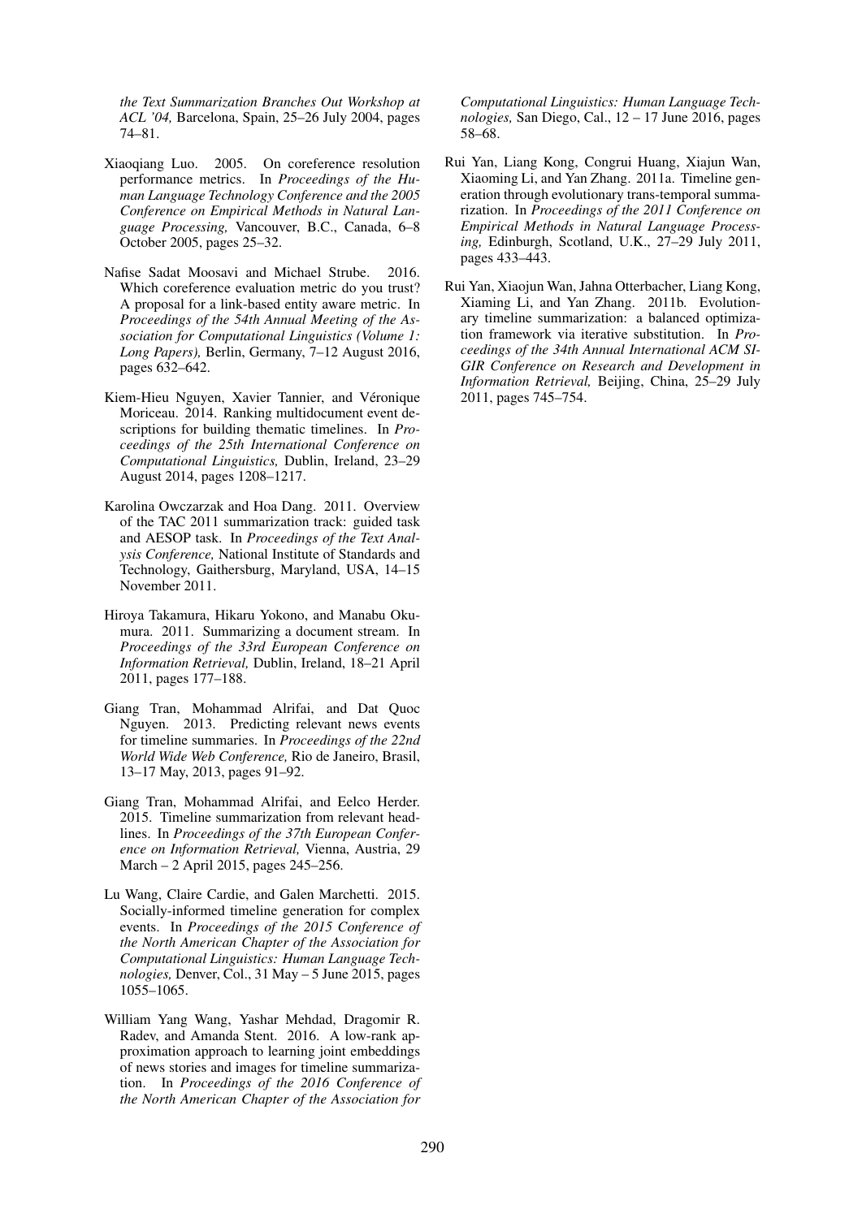*the Text Summarization Branches Out Workshop at ACL '04,* Barcelona, Spain, 25–26 July 2004, pages 74–81.

Xiaoqiang Luo. 2005. On coreference resolution performance metrics. In *Proceedings of the Human Language Technology Conference and the 2005 Conference on Empirical Methods in Natural Language Processing,* Vancouver, B.C., Canada, 6–8 October 2005, pages 25–32.

Nafise Sadat Moosavi and Michael Strube. 2016. Which coreference evaluation metric do you trust? A proposal for a link-based entity aware metric. In *Proceedings of the 54th Annual Meeting of the Association for Computational Linguistics (Volume 1: Long Papers),* Berlin, Germany, 7–12 August 2016, pages 632–642.

Kiem-Hieu Nguyen, Xavier Tannier, and Véronique Moriceau. 2014. Ranking multidocument event descriptions for building thematic timelines. In *Proceedings of the 25th International Conference on Computational Linguistics,* Dublin, Ireland, 23–29 August 2014, pages 1208–1217.

Karolina Owczarzak and Hoa Dang. 2011. Overview of the TAC 2011 summarization track: guided task and AESOP task. In *Proceedings of the Text Analysis Conference,* National Institute of Standards and Technology, Gaithersburg, Maryland, USA, 14–15 November 2011.

Hiroya Takamura, Hikaru Yokono, and Manabu Okumura. 2011. Summarizing a document stream. In *Proceedings of the 33rd European Conference on Information Retrieval,* Dublin, Ireland, 18–21 April 2011, pages 177–188.

Giang Tran, Mohammad Alrifai, and Dat Quoc Nguyen. 2013. Predicting relevant news events for timeline summaries. In *Proceedings of the 22nd World Wide Web Conference,* Rio de Janeiro, Brasil, 13–17 May, 2013, pages 91–92.

Giang Tran, Mohammad Alrifai, and Eelco Herder. 2015. Timeline summarization from relevant headlines. In *Proceedings of the 37th European Conference on Information Retrieval,* Vienna, Austria, 29 March – 2 April 2015, pages 245–256.

Lu Wang, Claire Cardie, and Galen Marchetti. 2015. Socially-informed timeline generation for complex events. In *Proceedings of the 2015 Conference of the North American Chapter of the Association for Computational Linguistics: Human Language Technologies,* Denver, Col., 31 May – 5 June 2015, pages 1055–1065.

William Yang Wang, Yashar Mehdad, Dragomir R. Radev, and Amanda Stent. 2016. A low-rank approximation approach to learning joint embeddings of news stories and images for timeline summarization. In *Proceedings of the 2016 Conference of the North American Chapter of the Association for Computational Linguistics: Human Language Technologies,* San Diego, Cal., 12 – 17 June 2016, pages 58–68.

Rui Yan, Liang Kong, Congrui Huang, Xiajun Wan, Xiaoming Li, and Yan Zhang. 2011a. Timeline generation through evolutionary trans-temporal summarization. In *Proceedings of the 2011 Conference on Empirical Methods in Natural Language Processing,* Edinburgh, Scotland, U.K., 27–29 July 2011, pages 433–443.

Rui Yan, Xiaojun Wan, Jahna Otterbacher, Liang Kong, Xiaming Li, and Yan Zhang. 2011b. Evolutionary timeline summarization: a balanced optimization framework via iterative substitution. In *Proceedings of the 34th Annual International ACM SIGIR Conference on Research and Development in Information Retrieval,* Beijing, China, 25–29 July 2011, pages 745–754.